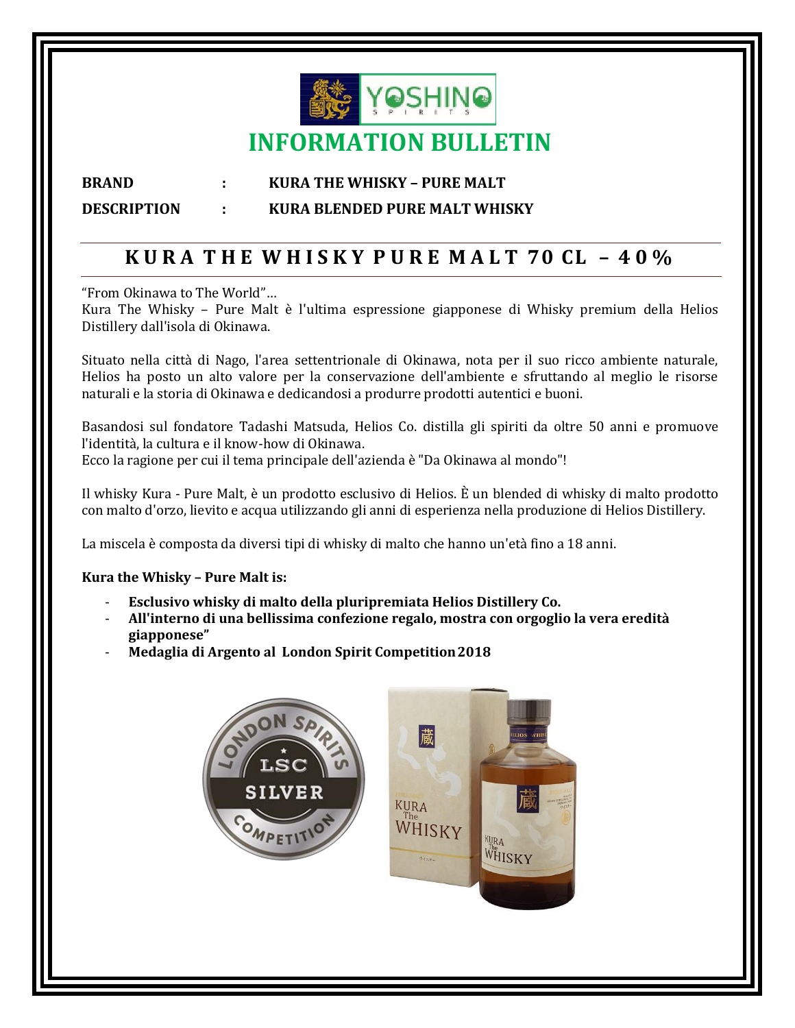# INFORMATION BULLETIN

**BRAND** : **KURA THE WHISKY – PURE MALT**

**DESCRIPTION** : **KURA BLENDED PURE MALT WHISKY**

## KURA THE WHISKY PURE MALT 70 CL – 40%

"From Okinawa to The World"…
Kura The Whisky – Pure Malt è l'ultima espressione giapponese di Whisky premium della Helios Distillery dall'isola di Okinawa.

Situato nella città di Nago, l'area settentrionale di Okinawa, nota per il suo ricco ambiente naturale, Helios ha posto un alto valore per la conservazione dell'ambiente e sfruttando al meglio le risorse naturali e la storia di Okinawa e dedicandosi a produrre prodotti autentici e buoni.

Basandosi sul fondatore Tadashi Matsuda, Helios Co. distilla gli spiriti da oltre 50 anni e promuove l'identità, la cultura e il know-how di Okinawa.
Ecco la ragione per cui il tema principale dell'azienda è "Da Okinawa al mondo"!

Il whisky Kura - Pure Malt, è un prodotto esclusivo di Helios. È un blended di whisky di malto prodotto con malto d'orzo, lievito e acqua utilizzando gli anni di esperienza nella produzione di Helios Distillery.

La miscela è composta da diversi tipi di whisky di malto che hanno un'età fino a 18 anni.

**Kura the Whisky – Pure Malt is:**

- **Esclusivo whisky di malto della pluripremiata Helios Distillery Co.**
- **All'interno di una bellissima confezione regalo, mostra con orgoglio la vera eredità giapponese"**
- **Medaglia di Argento al London Spirit Competition 2018**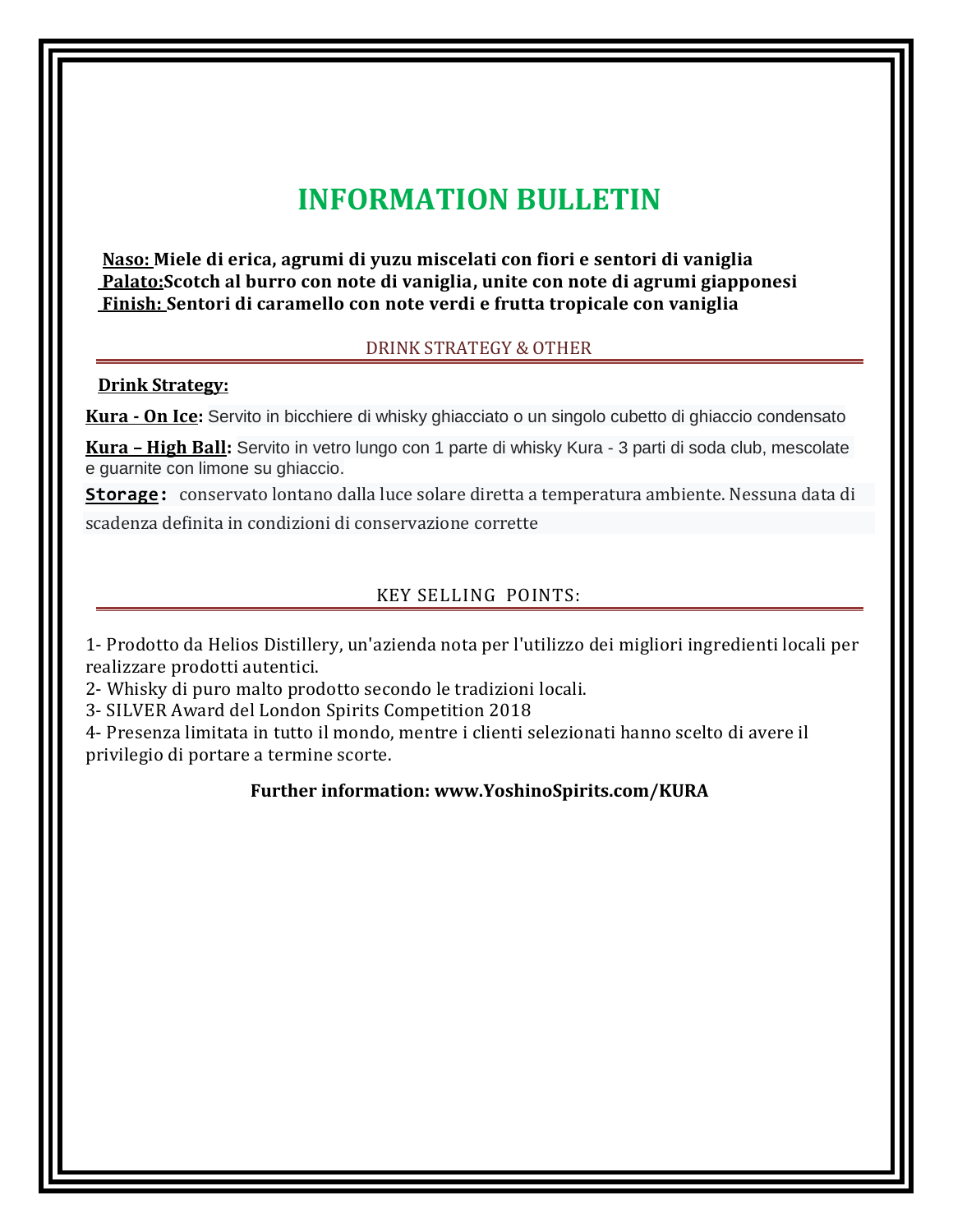# INFORMATION BULLETIN

**Naso:** **Miele di erica, agrumi di yuzu miscelati con fiori e sentori di vaniglia**
**Palato:** **Scotch al burro con note di vaniglia, unite con note di agrumi giapponesi**
**Finish:** **Sentori di caramello con note verdi e frutta tropicale con vaniglia**

## DRINK STRATEGY & OTHER

**Drink Strategy:**

**Kura - On Ice:** Servito in bicchiere di whisky ghiacciato o un singolo cubetto di ghiaccio condensato

**Kura – High Ball:** Servito in vetro lungo con 1 parte di whisky Kura - 3 parti di soda club, mescolate e guarnite con limone su ghiaccio.

**Storage:** conservato lontano dalla luce solare diretta a temperatura ambiente. Nessuna data di scadenza definita in condizioni di conservazione corrette

## KEY SELLING POINTS:

1- Prodotto da Helios Distillery, un'azienda nota per l'utilizzo dei migliori ingredienti locali per realizzare prodotti autentici.
2- Whisky di puro malto prodotto secondo le tradizioni locali.
3- SILVER Award del London Spirits Competition 2018
4- Presenza limitata in tutto il mondo, mentre i clienti selezionati hanno scelto di avere il privilegio di portare a termine scorte.

**Further information: www.YoshinoSpirits.com/KURA**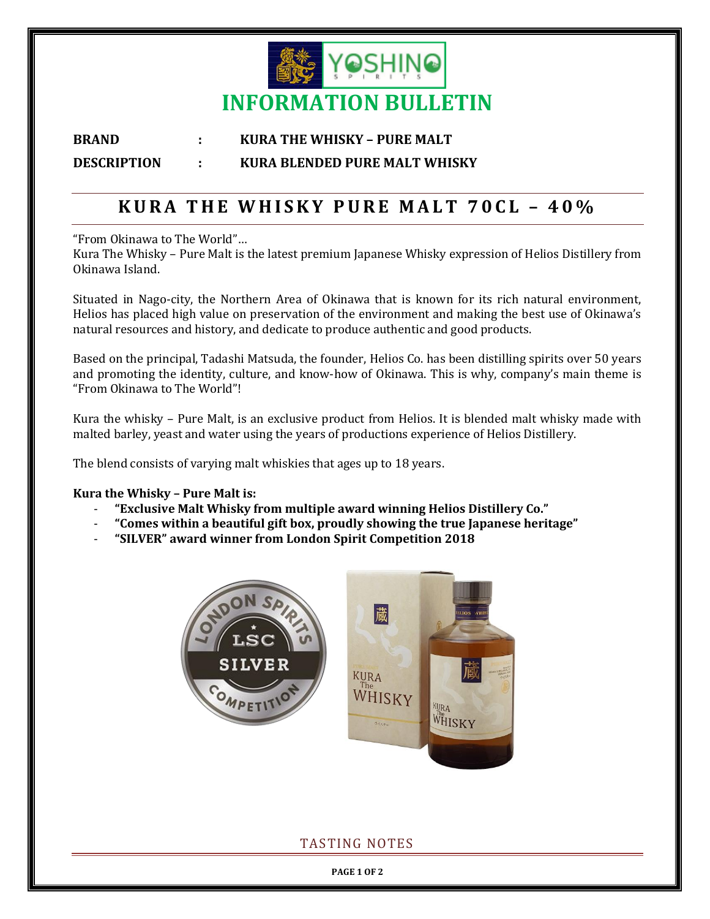# INFORMATION BULLETIN

**BRAND** : **KURA THE WHISKY – PURE MALT**

**DESCRIPTION** : **KURA BLENDED PURE MALT WHISKY**

## KURA THE WHISKY PURE MALT 70CL – 40%

"From Okinawa to The World"…
Kura The Whisky – Pure Malt is the latest premium Japanese Whisky expression of Helios Distillery from Okinawa Island.

Situated in Nago-city, the Northern Area of Okinawa that is known for its rich natural environment, Helios has placed high value on preservation of the environment and making the best use of Okinawa's natural resources and history, and dedicate to produce authentic and good products.

Based on the principal, Tadashi Matsuda, the founder, Helios Co. has been distilling spirits over 50 years and promoting the identity, culture, and know-how of Okinawa. This is why, company's main theme is "From Okinawa to The World"!

Kura the whisky – Pure Malt, is an exclusive product from Helios. It is blended malt whisky made with malted barley, yeast and water using the years of productions experience of Helios Distillery.

The blend consists of varying malt whiskies that ages up to 18 years.

**Kura the Whisky – Pure Malt is:**

- **"Exclusive Malt Whisky from multiple award winning Helios Distillery Co."**
- **"Comes within a beautiful gift box, proudly showing the true Japanese heritage"**
- **"SILVER" award winner from London Spirit Competition 2018**

TASTING NOTES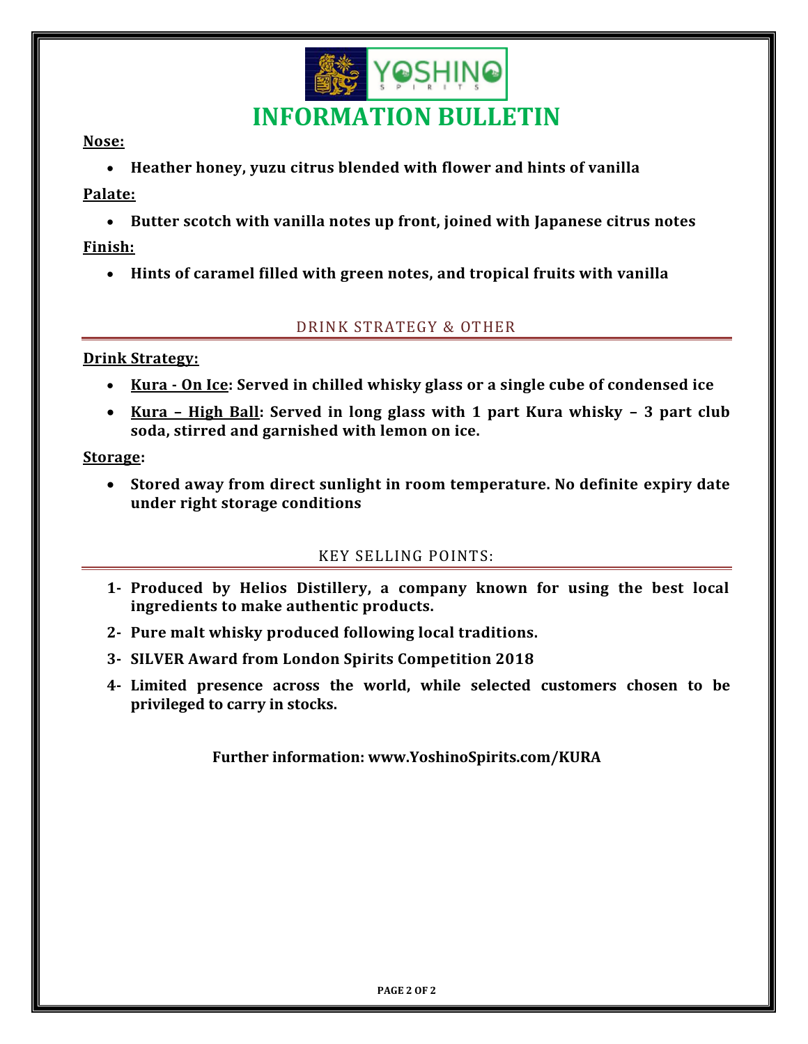# INFORMATION BULLETIN

**Nose:**

- **Heather honey, yuzu citrus blended with flower and hints of vanilla**

**Palate:**

- **Butter scotch with vanilla notes up front, joined with Japanese citrus notes**

**Finish:**

- **Hints of caramel filled with green notes, and tropical fruits with vanilla**

## DRINK STRATEGY & OTHER

**Drink Strategy:**

- **Kura - On Ice: Served in chilled whisky glass or a single cube of condensed ice**
- **Kura – High Ball: Served in long glass with 1 part Kura whisky – 3 part club soda, stirred and garnished with lemon on ice.**

**Storage:**

- **Stored away from direct sunlight in room temperature. No definite expiry date under right storage conditions**

## KEY SELLING POINTS:

1- **Produced by Helios Distillery, a company known for using the best local ingredients to make authentic products.**

2- **Pure malt whisky produced following local traditions.**

3- **SILVER Award from London Spirits Competition 2018**

4- **Limited presence across the world, while selected customers chosen to be privileged to carry in stocks.**

**Further information: www.YoshinoSpirits.com/KURA**